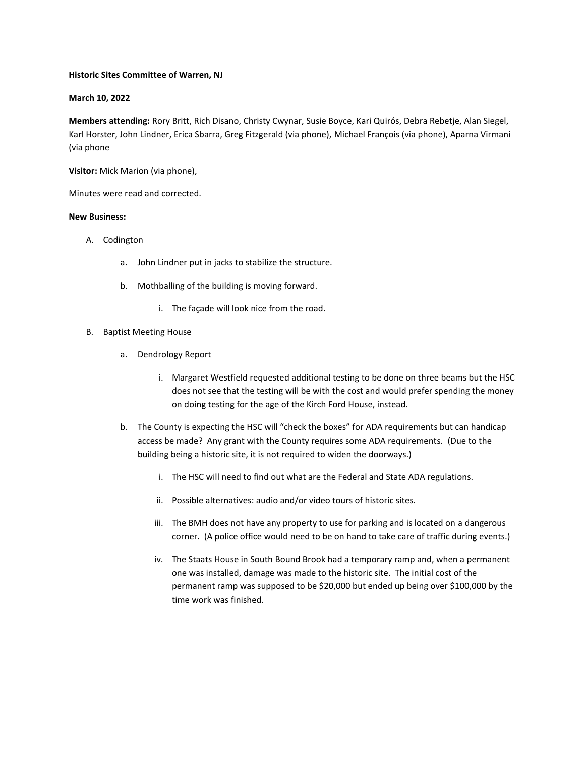**Historic Sites Committee of Warren, NJ**

**March 10, 2022**

**Members attending:** Rory Britt, Rich Disano, Christy Cwynar, Susie Boyce, Kari Quirós, Debra Rebetje, Alan Siegel, Karl Horster, John Lindner, Erica Sbarra, Greg Fitzgerald (via phone), Michael François (via phone), Aparna Virmani (via phone

**Visitor:** Mick Marion (via phone),

Minutes were read and corrected.

**New Business:**

A. Codington

   a. John Lindner put in jacks to stabilize the structure.

   b. Mothballing of the building is moving forward.

      i. The façade will look nice from the road.

B. Baptist Meeting House

   a. Dendrology Report

      i. Margaret Westfield requested additional testing to be done on three beams but the HSC does not see that the testing will be with the cost and would prefer spending the money on doing testing for the age of the Kirch Ford House, instead.

   b. The County is expecting the HSC will "check the boxes" for ADA requirements but can handicap access be made? Any grant with the County requires some ADA requirements. (Due to the building being a historic site, it is not required to widen the doorways.)

      i. The HSC will need to find out what are the Federal and State ADA regulations.

      ii. Possible alternatives: audio and/or video tours of historic sites.

      iii. The BMH does not have any property to use for parking and is located on a dangerous corner. (A police office would need to be on hand to take care of traffic during events.)

      iv. The Staats House in South Bound Brook had a temporary ramp and, when a permanent one was installed, damage was made to the historic site. The initial cost of the permanent ramp was supposed to be $20,000 but ended up being over $100,000 by the time work was finished.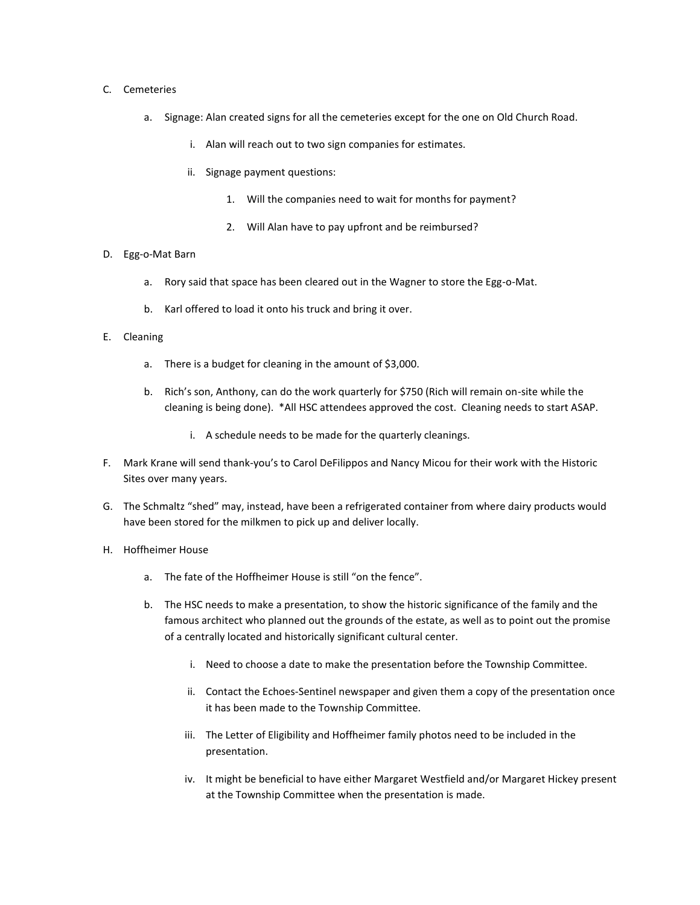C. Cemeteries

   a. Signage: Alan created signs for all the cemeteries except for the one on Old Church Road.

      i. Alan will reach out to two sign companies for estimates.

      ii. Signage payment questions:

         1. Will the companies need to wait for months for payment?

         2. Will Alan have to pay upfront and be reimbursed?

D. Egg-o-Mat Barn

   a. Rory said that space has been cleared out in the Wagner to store the Egg-o-Mat.

   b. Karl offered to load it onto his truck and bring it over.

E. Cleaning

   a. There is a budget for cleaning in the amount of $3,000.

   b. Rich's son, Anthony, can do the work quarterly for $750 (Rich will remain on-site while the cleaning is being done). *All HSC attendees approved the cost. Cleaning needs to start ASAP.

      i. A schedule needs to be made for the quarterly cleanings.

F. Mark Krane will send thank-you's to Carol DeFilippos and Nancy Micou for their work with the Historic Sites over many years.

G. The Schmaltz "shed" may, instead, have been a refrigerated container from where dairy products would have been stored for the milkmen to pick up and deliver locally.

H. Hoffheimer House

   a. The fate of the Hoffheimer House is still "on the fence".

   b. The HSC needs to make a presentation, to show the historic significance of the family and the famous architect who planned out the grounds of the estate, as well as to point out the promise of a centrally located and historically significant cultural center.

      i. Need to choose a date to make the presentation before the Township Committee.

      ii. Contact the Echoes-Sentinel newspaper and given them a copy of the presentation once it has been made to the Township Committee.

      iii. The Letter of Eligibility and Hoffheimer family photos need to be included in the presentation.

      iv. It might be beneficial to have either Margaret Westfield and/or Margaret Hickey present at the Township Committee when the presentation is made.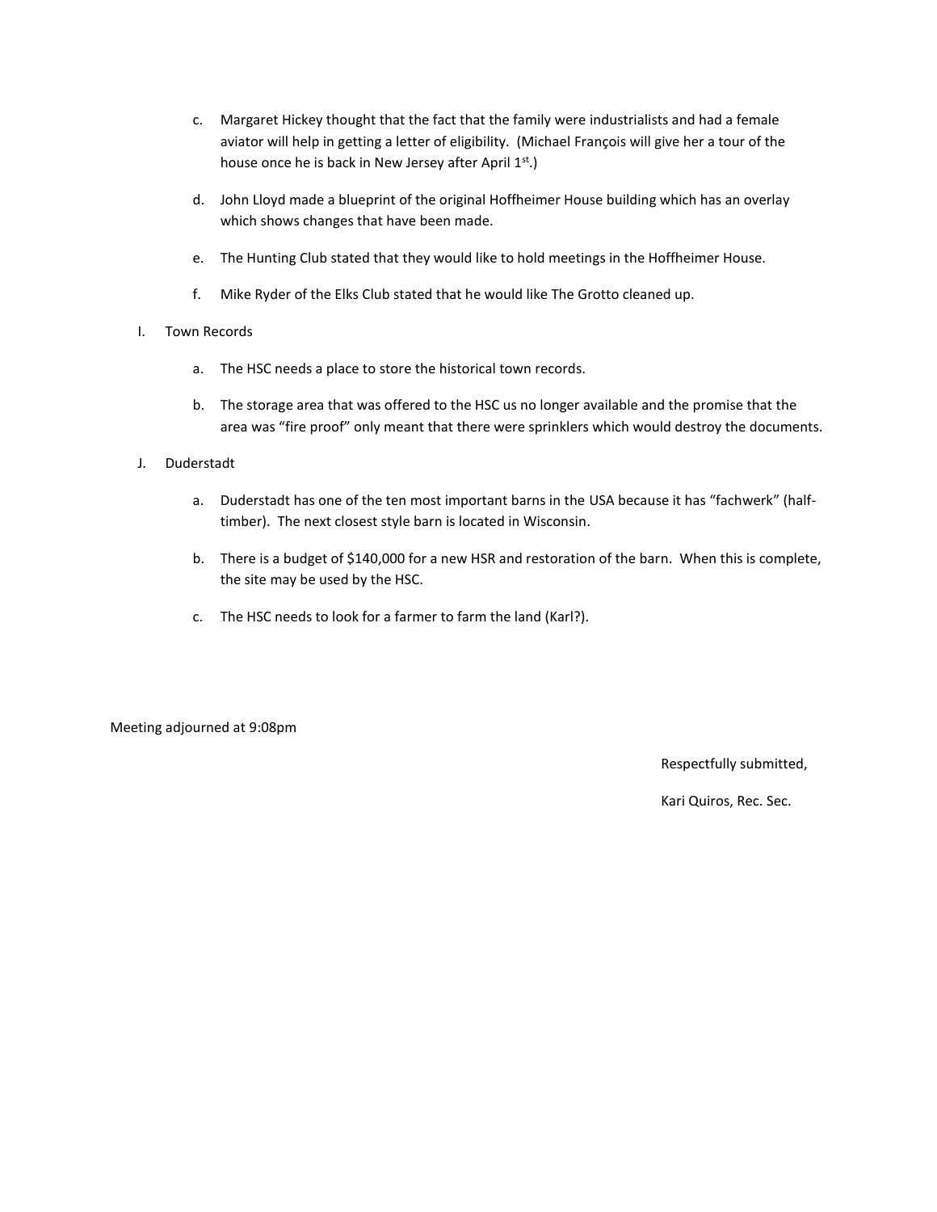c. Margaret Hickey thought that the fact that the family were industrialists and had a female aviator will help in getting a letter of eligibility. (Michael François will give her a tour of the house once he is back in New Jersey after April 1st.)

d. John Lloyd made a blueprint of the original Hoffheimer House building which has an overlay which shows changes that have been made.

e. The Hunting Club stated that they would like to hold meetings in the Hoffheimer House.

f. Mike Ryder of the Elks Club stated that he would like The Grotto cleaned up.

I. Town Records

a. The HSC needs a place to store the historical town records.

b. The storage area that was offered to the HSC us no longer available and the promise that the area was "fire proof" only meant that there were sprinklers which would destroy the documents.

J. Duderstadt

a. Duderstadt has one of the ten most important barns in the USA because it has "fachwerk" (half-timber). The next closest style barn is located in Wisconsin.

b. There is a budget of $140,000 for a new HSR and restoration of the barn. When this is complete, the site may be used by the HSC.

c. The HSC needs to look for a farmer to farm the land (Karl?).

Meeting adjourned at 9:08pm

Respectfully submitted,

Kari Quiros, Rec. Sec.